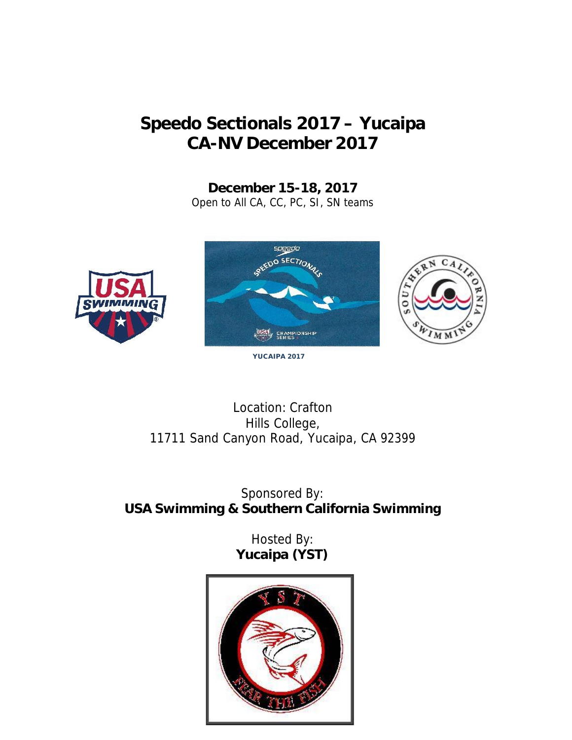# Speedo Sectionals 2017 – Yucaipa
# CA-NV December 2017

**December 15-18, 2017**

Open to All CA, CC, PC, SI, SN teams

YUCAIPA 2017

Location: Crafton Hills College,
11711 Sand Canyon Road, Yucaipa, CA 92399

Sponsored By:
**USA Swimming & Southern California Swimming**

Hosted By:
**Yucaipa (YST)**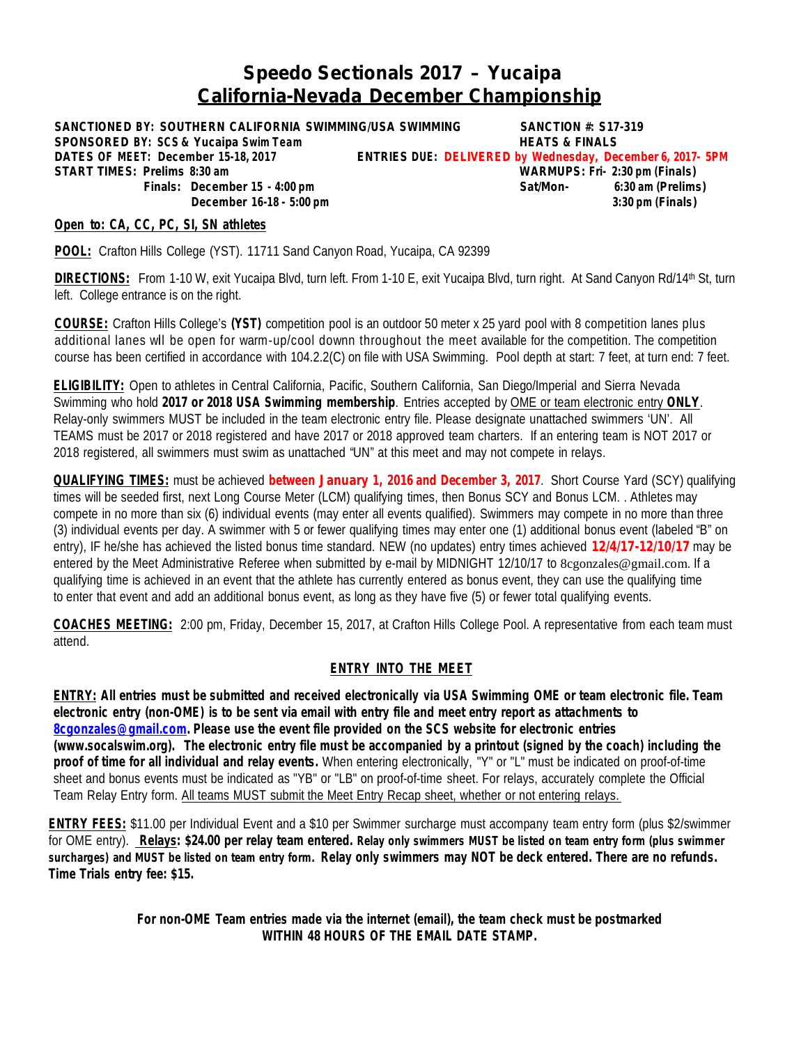# Speedo Sectionals 2017 – Yucaipa

## California-Nevada December Championship

**SANCTIONED BY: SOUTHERN CALIFORNIA SWIMMING/USA SWIMMING** **SANCTION #: S17-319**
**SPONSORED BY: SCS & Yucaipa Swim Team** **HEATS & FINALS**
**DATES OF MEET: December 15-18, 2017** **ENTRIES DUE: DELIVERED by Wednesday, December 6, 2017- 5PM**
**START TIMES: Prelims 8:30 am** **WARMUPS: Fri- 2:30 pm (Finals)**
**Finals: December 15 - 4:00 pm** **Sat/Mon- 6:30 am (Prelims)**
**December 16-18 - 5:00 pm** **3:30 pm (Finals)**

**Open to: CA, CC, PC, SI, SN athletes**

**POOL:** Crafton Hills College (YST). 11711 Sand Canyon Road, Yucaipa, CA 92399

**DIRECTIONS:** From 1-10 W, exit Yucaipa Blvd, turn left. From 1-10 E, exit Yucaipa Blvd, turn right. At Sand Canyon Rd/14th St, turn left. College entrance is on the right.

**COURSE:** Crafton Hills College's **(YST)** competition pool is an outdoor 50 meter x 25 yard pool with 8 competition lanes plus additional lanes wll be open for warm-up/cool downn throughout the meet available for the competition. The competition course has been certified in accordance with 104.2.2(C) on file with USA Swimming. Pool depth at start: 7 feet, at turn end: 7 feet.

**ELIGIBILITY:** Open to athletes in Central California, Pacific, Southern California, San Diego/Imperial and Sierra Nevada Swimming who hold **2017 or 2018 USA Swimming membership**. Entries accepted by OME or team electronic entry **ONLY**. Relay-only swimmers MUST be included in the team electronic entry file. Please designate unattached swimmers 'UN'. All TEAMS must be 2017 or 2018 registered and have 2017 or 2018 approved team charters. If an entering team is NOT 2017 or 2018 registered, all swimmers must swim as unattached "UN" at this meet and may not compete in relays.

**QUALIFYING TIMES:** must be achieved **between January 1, 2016 and December 3, 2017**. Short Course Yard (SCY) qualifying times will be seeded first, next Long Course Meter (LCM) qualifying times, then Bonus SCY and Bonus LCM. . Athletes may compete in no more than six (6) individual events (may enter all events qualified). Swimmers may compete in no more than three (3) individual events per day. A swimmer with 5 or fewer qualifying times may enter one (1) additional bonus event (labeled "B" on entry), IF he/she has achieved the listed bonus time standard. NEW (no updates) entry times achieved **12/4/17-12/10/17** may be entered by the Meet Administrative Referee when submitted by e-mail by MIDNIGHT 12/10/17 to 8cgonzales@gmail.com. If a qualifying time is achieved in an event that the athlete has currently entered as bonus event, they can use the qualifying time to enter that event and add an additional bonus event, as long as they have five (5) or fewer total qualifying events.

**COACHES MEETING:** 2:00 pm, Friday, December 15, 2017, at Crafton Hills College Pool. A representative from each team must attend.

### ENTRY INTO THE MEET

**ENTRY: All entries must be submitted and received electronically via USA Swimming OME or team electronic file. Team electronic entry (non-OME) is to be sent via email with entry file and meet entry report as attachments to 8cgonzales@gmail.com. Please use the event file provided on the SCS website for electronic entries (www.socalswim.org). The electronic entry file must be accompanied by a printout (signed by the coach) including the proof of time for all individual and relay events.** When entering electronically, "Y" or "L" must be indicated on proof-of-time sheet and bonus events must be indicated as "YB" or "LB" on proof-of-time sheet. For relays, accurately complete the Official Team Relay Entry form. All teams MUST submit the Meet Entry Recap sheet, whether or not entering relays.

**ENTRY FEES:** $11.00 per Individual Event and a $10 per Swimmer surcharge must accompany team entry form (plus $2/swimmer for OME entry). **Relays: $24.00 per relay team entered. Relay only swimmers MUST be listed on team entry form (plus swimmer surcharges) and MUST be listed on team entry form. Relay only swimmers may NOT be deck entered. There are no refunds. Time Trials entry fee: $15.**

**For non-OME Team entries made via the internet (email), the team check must be postmarked WITHIN 48 HOURS OF THE EMAIL DATE STAMP.**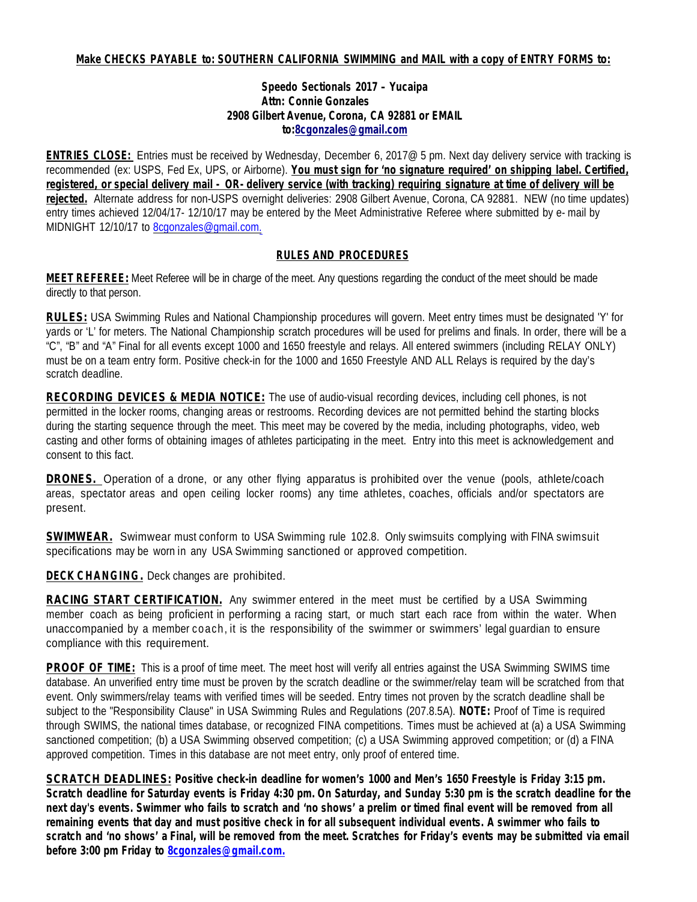**Make CHECKS PAYABLE to: SOUTHERN CALIFORNIA SWIMMING and MAIL with a copy of ENTRY FORMS to:**

**Speedo Sectionals 2017 – Yucaipa**
**Attn: Connie Gonzales**
**2908 Gilbert Avenue, Corona, CA 92881 or EMAIL**
**to:8cgonzales@gmail.com**

**ENTRIES CLOSE:** Entries must be received by Wednesday, December 6, 2017@ 5 pm. Next day delivery service with tracking is recommended (ex: USPS, Fed Ex, UPS, or Airborne). **You must sign for 'no signature required' on shipping label. Certified, registered, or special delivery mail - OR- delivery service (with tracking) requiring signature at time of delivery will be rejected.** Alternate address for non-USPS overnight deliveries: 2908 Gilbert Avenue, Corona, CA 92881. NEW (no time updates) entry times achieved 12/04/17- 12/10/17 may be entered by the Meet Administrative Referee where submitted by e- mail by MIDNIGHT 12/10/17 to 8cgonzales@gmail.com.

## RULES AND PROCEDURES

**MEET REFEREE:** Meet Referee will be in charge of the meet. Any questions regarding the conduct of the meet should be made directly to that person.

**RULES:** USA Swimming Rules and National Championship procedures will govern. Meet entry times must be designated 'Y' for yards or 'L' for meters. The National Championship scratch procedures will be used for prelims and finals. In order, there will be a "C", "B" and "A" Final for all events except 1000 and 1650 freestyle and relays. All entered swimmers (including RELAY ONLY) must be on a team entry form. Positive check-in for the 1000 and 1650 Freestyle AND ALL Relays is required by the day's scratch deadline.

**RECORDING DEVICES & MEDIA NOTICE:** The use of audio-visual recording devices, including cell phones, is not permitted in the locker rooms, changing areas or restrooms. Recording devices are not permitted behind the starting blocks during the starting sequence through the meet. This meet may be covered by the media, including photographs, video, web casting and other forms of obtaining images of athletes participating in the meet. Entry into this meet is acknowledgement and consent to this fact.

**DRONES.** Operation of a drone, or any other flying apparatus is prohibited over the venue (pools, athlete/coach areas, spectator areas and open ceiling locker rooms) any time athletes, coaches, officials and/or spectators are present.

**SWIMWEAR.** Swimwear must conform to USA Swimming rule 102.8. Only swimsuits complying with FINA swimsuit specifications may be worn in any USA Swimming sanctioned or approved competition.

**DECK CHANGING.** Deck changes are prohibited.

**RACING START CERTIFICATION.** Any swimmer entered in the meet must be certified by a USA Swimming member coach as being proficient in performing a racing start, or much start each race from within the water. When unaccompanied by a member coach, it is the responsibility of the swimmer or swimmers' legal guardian to ensure compliance with this requirement.

**PROOF OF TIME:** This is a proof of time meet. The meet host will verify all entries against the USA Swimming SWIMS time database. An unverified entry time must be proven by the scratch deadline or the swimmer/relay team will be scratched from that event. Only swimmers/relay teams with verified times will be seeded. Entry times not proven by the scratch deadline shall be subject to the "Responsibility Clause" in USA Swimming Rules and Regulations (207.8.5A). **NOTE:** Proof of Time is required through SWIMS, the national times database, or recognized FINA competitions. Times must be achieved at (a) a USA Swimming sanctioned competition; (b) a USA Swimming observed competition; (c) a USA Swimming approved competition; or (d) a FINA approved competition. Times in this database are not meet entry, only proof of entered time.

**SCRATCH DEADLINES: Positive check-in deadline for women's 1000 and Men's 1650 Freestyle is Friday 3:15 pm. Scratch deadline for Saturday events is Friday 4:30 pm. On Saturday, and Sunday 5:30 pm is the scratch deadline for the next day's events. Swimmer who fails to scratch and 'no shows' a prelim or timed final event will be removed from all remaining events that day and must positive check in for all subsequent individual events. A swimmer who fails to scratch and 'no shows' a Final, will be removed from the meet. Scratches for Friday's events may be submitted via email before 3:00 pm Friday to 8cgonzales@gmail.com.**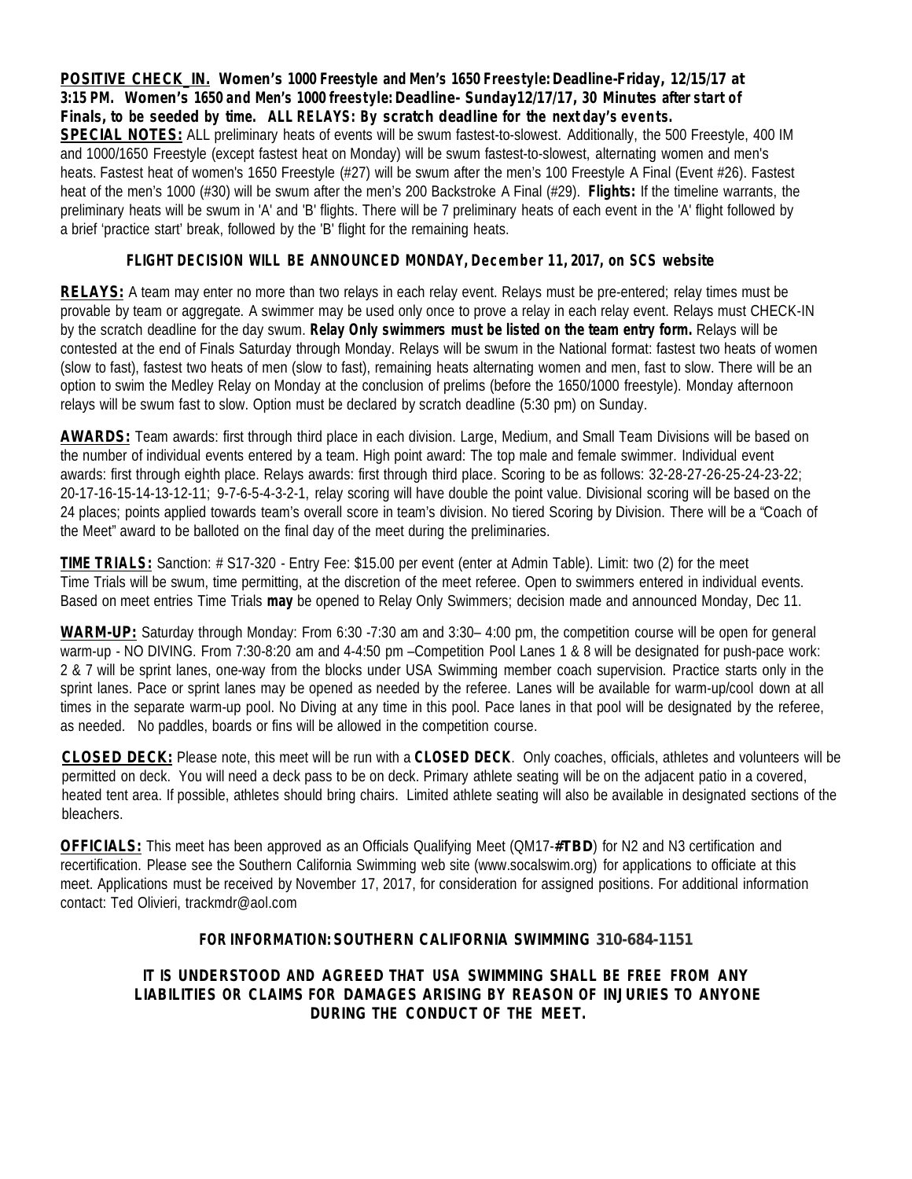**POSITIVE CHECK_IN. Women's 1000 Freestyle and Men's 1650 Freestyle: Deadline-Friday, 12/15/17 at 3:15 PM. Women's 1650 and Men's 1000 freestyle: Deadline- Sunday12/17/17, 30 Minutes after start of Finals, to be seeded by time. ALL RELAYS: By scratch deadline for the next day's events.**

**SPECIAL NOTES:** ALL preliminary heats of events will be swum fastest-to-slowest. Additionally, the 500 Freestyle, 400 IM and 1000/1650 Freestyle (except fastest heat on Monday) will be swum fastest-to-slowest, alternating women and men's heats. Fastest heat of women's 1650 Freestyle (#27) will be swum after the men's 100 Freestyle A Final (Event #26). Fastest heat of the men's 1000 (#30) will be swum after the men's 200 Backstroke A Final (#29). **Flights:** If the timeline warrants, the preliminary heats will be swum in 'A' and 'B' flights. There will be 7 preliminary heats of each event in the 'A' flight followed by a brief 'practice start' break, followed by the 'B' flight for the remaining heats.

**FLIGHT DECISION WILL BE ANNOUNCED MONDAY, December 11, 2017, on SCS website**

**RELAYS:** A team may enter no more than two relays in each relay event. Relays must be pre-entered; relay times must be provable by team or aggregate. A swimmer may be used only once to prove a relay in each relay event. Relays must CHECK-IN by the scratch deadline for the day swum. **Relay Only swimmers must be listed on the team entry form.** Relays will be contested at the end of Finals Saturday through Monday. Relays will be swum in the National format: fastest two heats of women (slow to fast), fastest two heats of men (slow to fast), remaining heats alternating women and men, fast to slow. There will be an option to swim the Medley Relay on Monday at the conclusion of prelims (before the 1650/1000 freestyle). Monday afternoon relays will be swum fast to slow. Option must be declared by scratch deadline (5:30 pm) on Sunday.

**AWARDS:** Team awards: first through third place in each division. Large, Medium, and Small Team Divisions will be based on the number of individual events entered by a team. High point award: The top male and female swimmer. Individual event awards: first through eighth place. Relays awards: first through third place. Scoring to be as follows: 32-28-27-26-25-24-23-22; 20-17-16-15-14-13-12-11; 9-7-6-5-4-3-2-1, relay scoring will have double the point value. Divisional scoring will be based on the 24 places; points applied towards team's overall score in team's division. No tiered Scoring by Division. There will be a "Coach of the Meet" award to be balloted on the final day of the meet during the preliminaries.

**TIME TRIALS:** Sanction: # S17-320 - Entry Fee: $15.00 per event (enter at Admin Table). Limit: two (2) for the meet Time Trials will be swum, time permitting, at the discretion of the meet referee. Open to swimmers entered in individual events. Based on meet entries Time Trials **may** be opened to Relay Only Swimmers; decision made and announced Monday, Dec 11.

**WARM-UP:** Saturday through Monday: From 6:30 -7:30 am and 3:30– 4:00 pm, the competition course will be open for general warm-up - NO DIVING. From 7:30-8:20 am and 4-4:50 pm –Competition Pool Lanes 1 & 8 will be designated for push-pace work: 2 & 7 will be sprint lanes, one-way from the blocks under USA Swimming member coach supervision. Practice starts only in the sprint lanes. Pace or sprint lanes may be opened as needed by the referee. Lanes will be available for warm-up/cool down at all times in the separate warm-up pool. No Diving at any time in this pool. Pace lanes in that pool will be designated by the referee, as needed. No paddles, boards or fins will be allowed in the competition course.

**CLOSED DECK:** Please note, this meet will be run with a **CLOSED DECK**. Only coaches, officials, athletes and volunteers will be permitted on deck. You will need a deck pass to be on deck. Primary athlete seating will be on the adjacent patio in a covered, heated tent area. If possible, athletes should bring chairs. Limited athlete seating will also be available in designated sections of the bleachers.

**OFFICIALS:** This meet has been approved as an Officials Qualifying Meet (QM17-**#TBD**) for N2 and N3 certification and recertification. Please see the Southern California Swimming web site (www.socalswim.org) for applications to officiate at this meet. Applications must be received by November 17, 2017, for consideration for assigned positions. For additional information contact: Ted Olivieri, trackmdr@aol.com

**FOR INFORMATION: SOUTHERN CALIFORNIA SWIMMING 310-684-1151**

**IT IS UNDERSTOOD AND AGREED THAT USA SWIMMING SHALL BE FREE FROM ANY LIABILITIES OR CLAIMS FOR DAMAGES ARISING BY REASON OF INJURIES TO ANYONE DURING THE CONDUCT OF THE MEET.**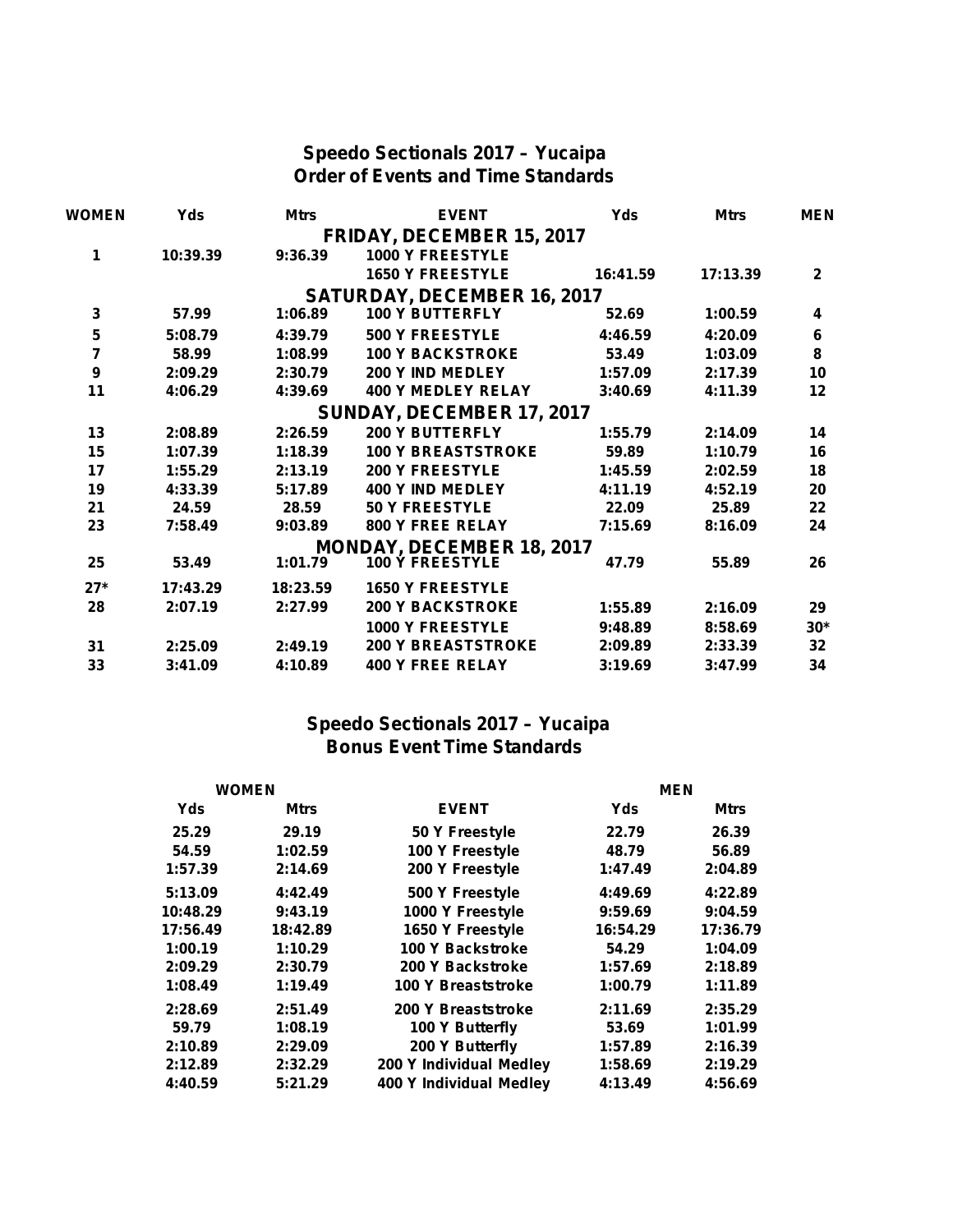# Speedo Sectionals 2017 – Yucaipa
## Order of Events and Time Standards

| WOMEN | Yds | Mtrs | EVENT | Yds | Mtrs | MEN |
|---|---|---|---|---|---|---|
| | | | **FRIDAY, DECEMBER 15, 2017** | | | |
| 1 | 10:39.39 | 9:36.39 | 1000 Y FREESTYLE | | | |
| | | | 1650 Y FREESTYLE | 16:41.59 | 17:13.39 | 2 |
| | | | **SATURDAY, DECEMBER 16, 2017** | | | |
| 3 | 57.99 | 1:06.89 | 100 Y BUTTERFLY | 52.69 | 1:00.59 | 4 |
| 5 | 5:08.79 | 4:39.79 | 500 Y FREESTYLE | 4:46.59 | 4:20.09 | 6 |
| 7 | 58.99 | 1:08.99 | 100 Y BACKSTROKE | 53.49 | 1:03.09 | 8 |
| 9 | 2:09.29 | 2:30.79 | 200 Y IND MEDLEY | 1:57.09 | 2:17.39 | 10 |
| 11 | 4:06.29 | 4:39.69 | 400 Y MEDLEY RELAY | 3:40.69 | 4:11.39 | 12 |
| | | | **SUNDAY, DECEMBER 17, 2017** | | | |
| 13 | 2:08.89 | 2:26.59 | 200 Y BUTTERFLY | 1:55.79 | 2:14.09 | 14 |
| 15 | 1:07.39 | 1:18.39 | 100 Y BREASTSTROKE | 59.89 | 1:10.79 | 16 |
| 17 | 1:55.29 | 2:13.19 | 200 Y FREESTYLE | 1:45.59 | 2:02.59 | 18 |
| 19 | 4:33.39 | 5:17.89 | 400 Y IND MEDLEY | 4:11.19 | 4:52.19 | 20 |
| 21 | 24.59 | 28.59 | 50 Y FREESTYLE | 22.09 | 25.89 | 22 |
| 23 | 7:58.49 | 9:03.89 | 800 Y FREE RELAY | 7:15.69 | 8:16.09 | 24 |
| | | | **MONDAY, DECEMBER 18, 2017** | | | |
| 25 | 53.49 | 1:01.79 | 100 Y FREESTYLE | 47.79 | 55.89 | 26 |
| 27* | 17:43.29 | 18:23.59 | 1650 Y FREESTYLE | | | |
| 28 | 2:07.19 | 2:27.99 | 200 Y BACKSTROKE | 1:55.89 | 2:16.09 | 29 |
| | | | 1000 Y FREESTYLE | 9:48.89 | 8:58.69 | 30* |
| 31 | 2:25.09 | 2:49.19 | 200 Y BREASTSTROKE | 2:09.89 | 2:33.39 | 32 |
| 33 | 3:41.09 | 4:10.89 | 400 Y FREE RELAY | 3:19.69 | 3:47.99 | 34 |

# Speedo Sectionals 2017 – Yucaipa
## Bonus Event Time Standards

| WOMEN | | | MEN | |
|---|---|---|---|---|
| Yds | Mtrs | EVENT | Yds | Mtrs |
| 25.29 | 29.19 | 50 Y Freestyle | 22.79 | 26.39 |
| 54.59 | 1:02.59 | 100 Y Freestyle | 48.79 | 56.89 |
| 1:57.39 | 2:14.69 | 200 Y Freestyle | 1:47.49 | 2:04.89 |
| 5:13.09 | 4:42.49 | 500 Y Freestyle | 4:49.69 | 4:22.89 |
| 10:48.29 | 9:43.19 | 1000 Y Freestyle | 9:59.69 | 9:04.59 |
| 17:56.49 | 18:42.89 | 1650 Y Freestyle | 16:54.29 | 17:36.79 |
| 1:00.19 | 1:10.29 | 100 Y Backstroke | 54.29 | 1:04.09 |
| 2:09.29 | 2:30.79 | 200 Y Backstroke | 1:57.69 | 2:18.89 |
| 1:08.49 | 1:19.49 | 100 Y Breaststroke | 1:00.79 | 1:11.89 |
| 2:28.69 | 2:51.49 | 200 Y Breaststroke | 2:11.69 | 2:35.29 |
| 59.79 | 1:08.19 | 100 Y Butterfly | 53.69 | 1:01.99 |
| 2:10.89 | 2:29.09 | 200 Y Butterfly | 1:57.89 | 2:16.39 |
| 2:12.89 | 2:32.29 | 200 Y Individual Medley | 1:58.69 | 2:19.29 |
| 4:40.59 | 5:21.29 | 400 Y Individual Medley | 4:13.49 | 4:56.69 |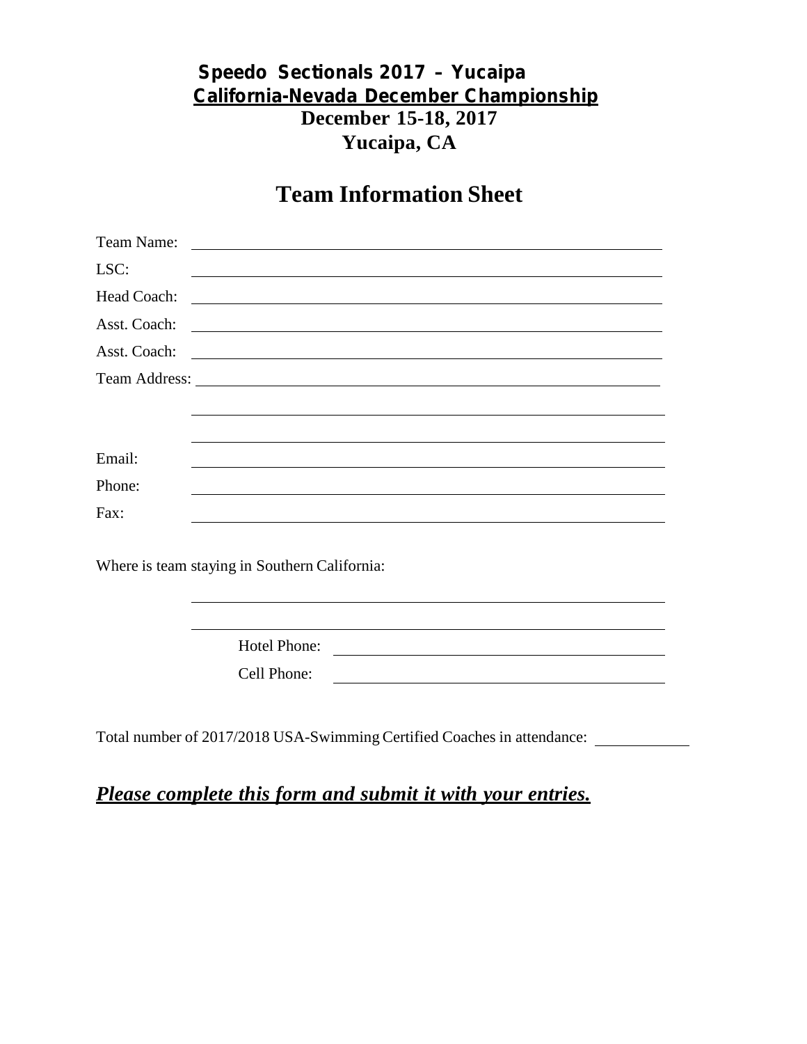**Speedo Sectionals 2017 – Yucaipa**

**California-Nevada December Championship**

**December 15-18, 2017**

**Yucaipa, CA**

# Team Information Sheet

Team Name: ______________________________________________

LSC: ______________________________________________

Head Coach: ______________________________________________

Asst. Coach: ______________________________________________

Asst. Coach: ______________________________________________

Team Address: ______________________________________________

______________________________________________

______________________________________________

Email: ______________________________________________

Phone: ______________________________________________

Fax: ______________________________________________

Where is team staying in Southern California:

______________________________________________

______________________________________________

Hotel Phone: ______________________________

Cell Phone: ______________________________

Total number of 2017/2018 USA-Swimming Certified Coaches in attendance: __________

***Please complete this form and submit it with your entries.***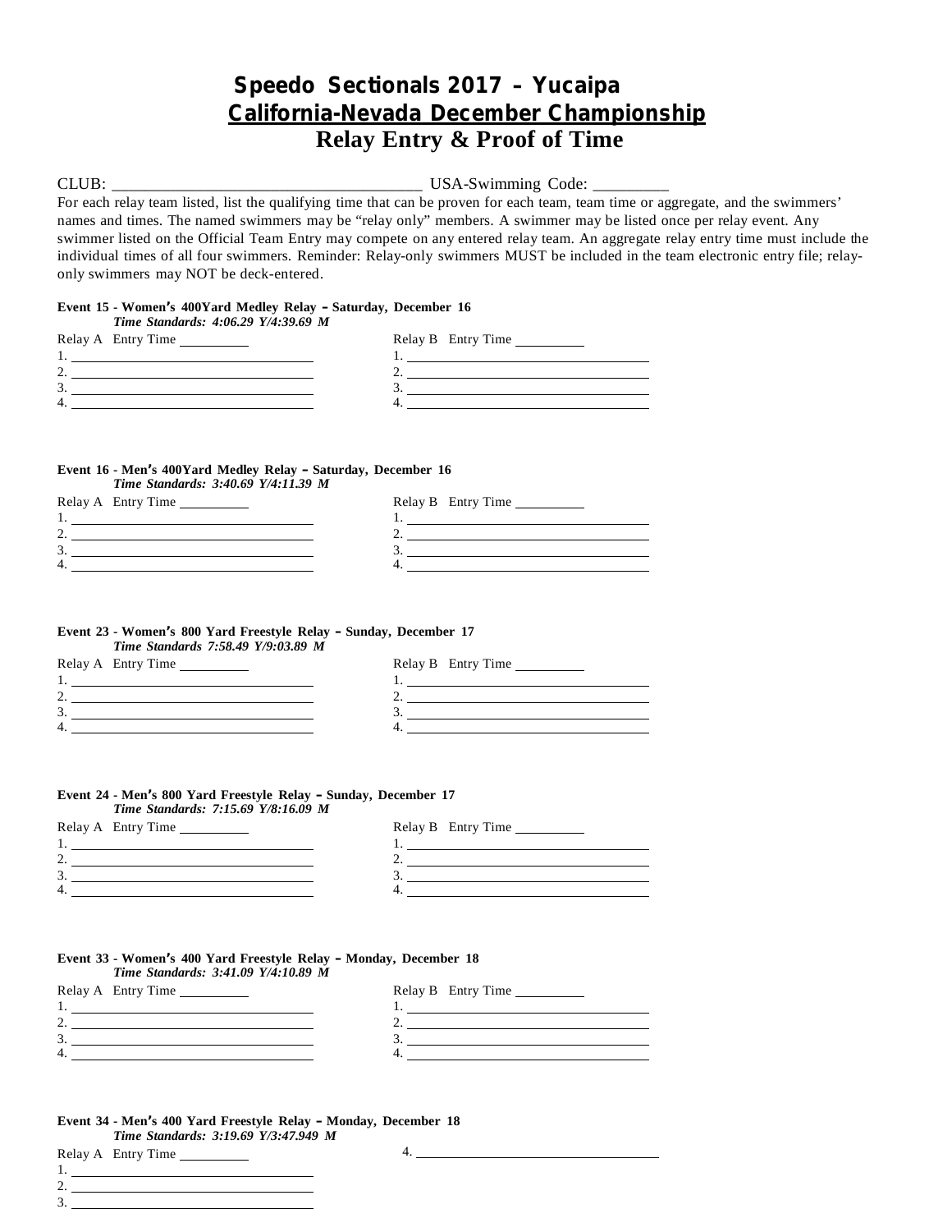# Speedo Sectionals 2017 – Yucaipa

## California-Nevada December Championship

## Relay Entry & Proof of Time

CLUB: ____________________________________ USA-Swimming Code: _________

For each relay team listed, list the qualifying time that can be proven for each team, team time or aggregate, and the swimmers' names and times. The named swimmers may be "relay only" members. A swimmer may be listed once per relay event. Any swimmer listed on the Official Team Entry may compete on any entered relay team. An aggregate relay entry time must include the individual times of all four swimmers. Reminder: Relay-only swimmers MUST be included in the team electronic entry file; relay-only swimmers may NOT be deck-entered.

**Event 15 - Women's 400Yard Medley Relay – Saturday, December 16**
***Time Standards: 4:06.29 Y/4:39.69 M***

| Relay A Entry Time ________ | Relay B Entry Time ________ |
|---|---|
| 1. ______________________________ | 1. ______________________________ |
| 2. ______________________________ | 2. ______________________________ |
| 3. ______________________________ | 3. ______________________________ |
| 4. ______________________________ | 4. ______________________________ |

**Event 16 - Men's 400Yard Medley Relay – Saturday, December 16**
***Time Standards: 3:40.69 Y/4:11.39 M***

| Relay A Entry Time ________ | Relay B Entry Time ________ |
|---|---|
| 1. ______________________________ | 1. ______________________________ |
| 2. ______________________________ | 2. ______________________________ |
| 3. ______________________________ | 3. ______________________________ |
| 4. ______________________________ | 4. ______________________________ |

**Event 23 - Women's 800 Yard Freestyle Relay – Sunday, December 17**
***Time Standards 7:58.49 Y/9:03.89 M***

| Relay A Entry Time ________ | Relay B Entry Time ________ |
|---|---|
| 1. ______________________________ | 1. ______________________________ |
| 2. ______________________________ | 2. ______________________________ |
| 3. ______________________________ | 3. ______________________________ |
| 4. ______________________________ | 4. ______________________________ |

**Event 24 - Men's 800 Yard Freestyle Relay – Sunday, December 17**
***Time Standards: 7:15.69 Y/8:16.09 M***

| Relay A Entry Time ________ | Relay B Entry Time ________ |
|---|---|
| 1. ______________________________ | 1. ______________________________ |
| 2. ______________________________ | 2. ______________________________ |
| 3. ______________________________ | 3. ______________________________ |
| 4. ______________________________ | 4. ______________________________ |

**Event 33 - Women's 400 Yard Freestyle Relay – Monday, December 18**
***Time Standards: 3:41.09 Y/4:10.89 M***

| Relay A Entry Time ________ | Relay B Entry Time ________ |
|---|---|
| 1. ______________________________ | 1. ______________________________ |
| 2. ______________________________ | 2. ______________________________ |
| 3. ______________________________ | 3. ______________________________ |
| 4. ______________________________ | 4. ______________________________ |

**Event 34 - Men's 400 Yard Freestyle Relay – Monday, December 18**
***Time Standards: 3:19.69 Y/3:47.949 M***

Relay A Entry Time ________

1. ______________________________
2. ______________________________
3. ______________________________

4. ______________________________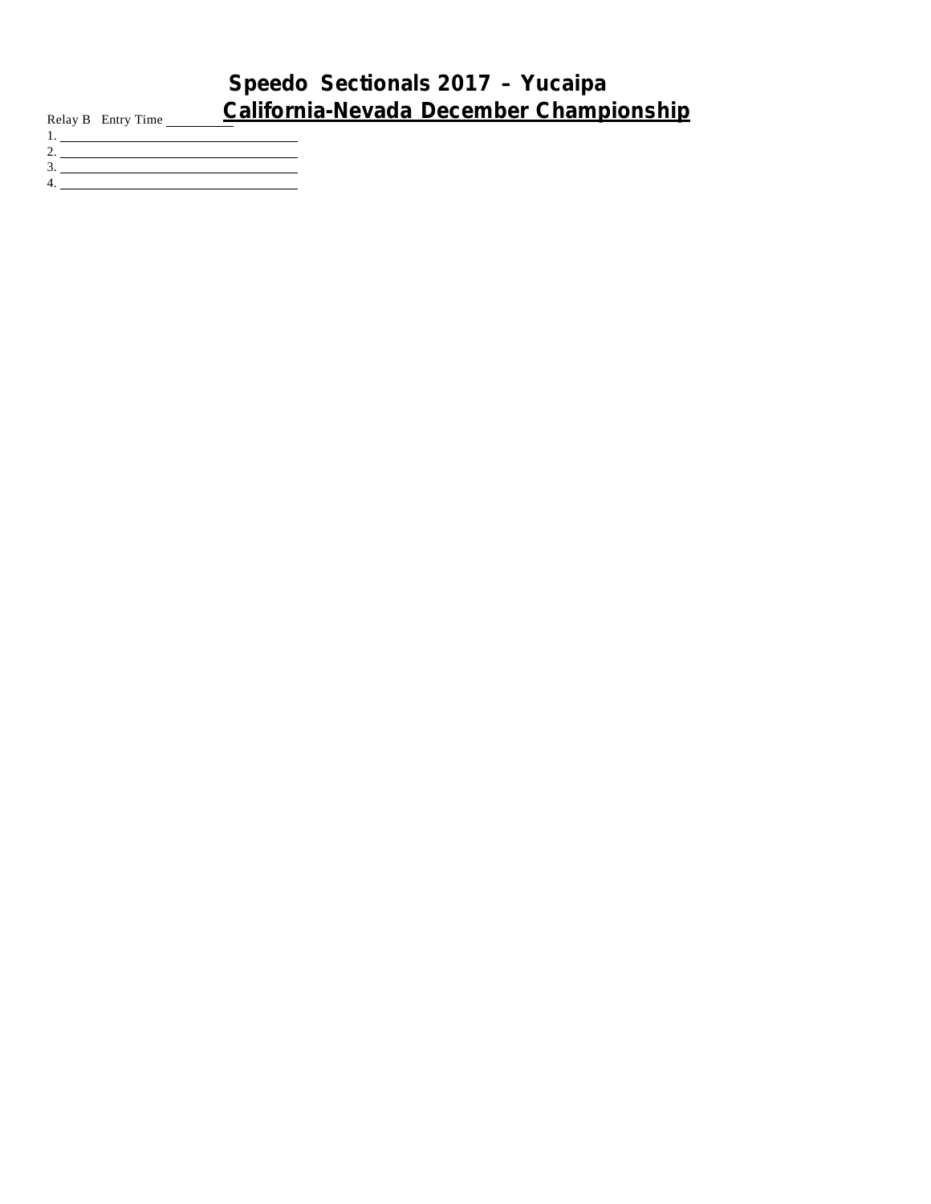# Speedo Sectionals 2017 – Yucaipa

## California-Nevada December Championship

Relay B Entry Time \_\_\_\_\_\_\_\_\_\_

1. \_\_\_\_\_\_\_\_\_\_\_\_\_\_\_\_\_\_\_\_\_\_\_\_\_\_\_\_\_\_\_\_\_\_
2. \_\_\_\_\_\_\_\_\_\_\_\_\_\_\_\_\_\_\_\_\_\_\_\_\_\_\_\_\_\_\_\_\_\_
3. \_\_\_\_\_\_\_\_\_\_\_\_\_\_\_\_\_\_\_\_\_\_\_\_\_\_\_\_\_\_\_\_\_\_
4. \_\_\_\_\_\_\_\_\_\_\_\_\_\_\_\_\_\_\_\_\_\_\_\_\_\_\_\_\_\_\_\_\_\_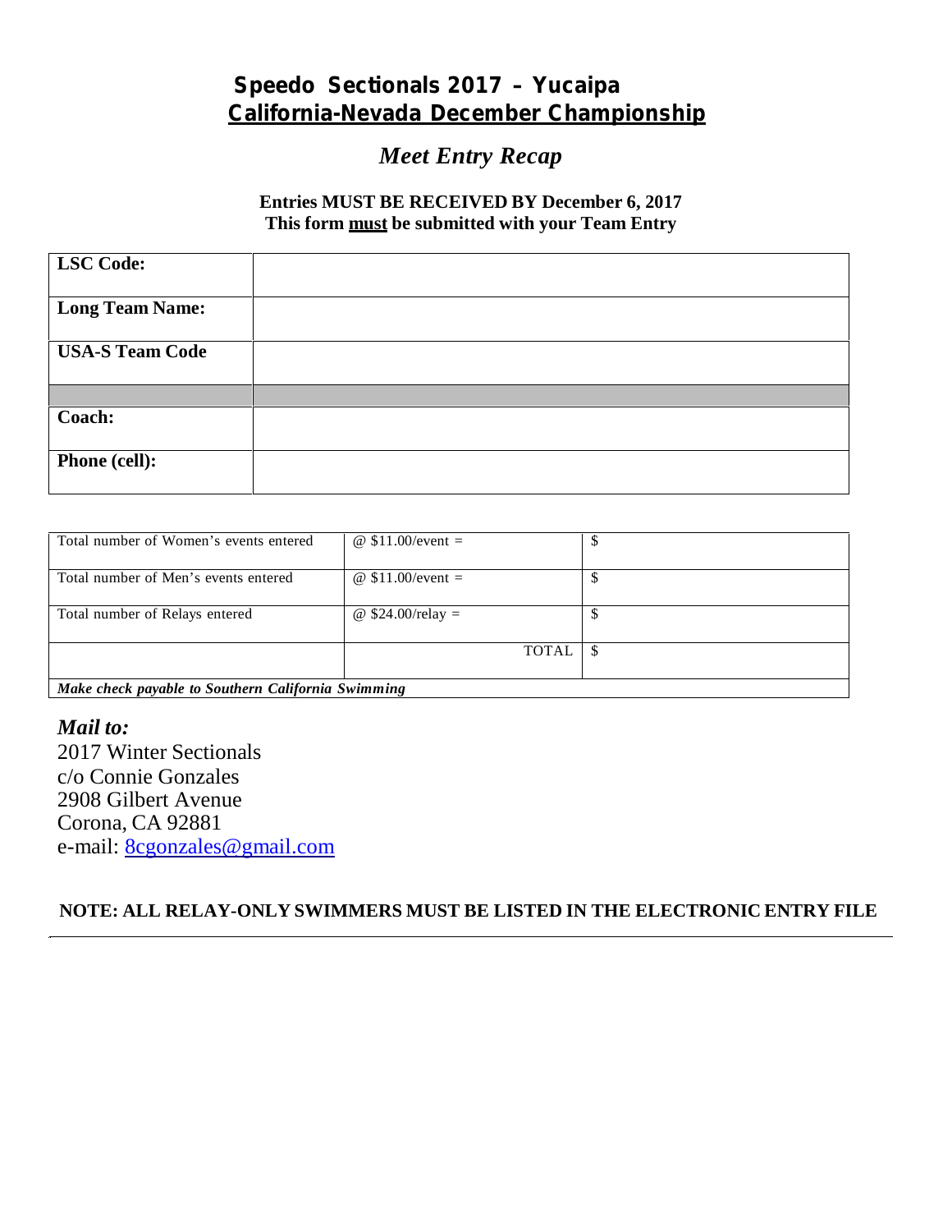# Speedo Sectionals 2017 – Yucaipa

## California-Nevada December Championship

### *Meet Entry Recap*

**Entries MUST BE RECEIVED BY December 6, 2017**
**This form must be submitted with your Team Entry**

| | |
|---|---|
| **LSC Code:** | |
| **Long Team Name:** | |
| **USA-S Team Code** | |
| | |
| **Coach:** | |
| **Phone (cell):** | |

| | | |
|---|---|---|
| Total number of Women's events entered | @ $11.00/event = | $ |
| Total number of Men's events entered | @ $11.00/event = | $ |
| Total number of Relays entered | @ $24.00/relay = | $ |
| | TOTAL | $ |
| ***Make check payable to Southern California Swimming*** | | |

*Mail to:*
2017 Winter Sectionals
c/o Connie Gonzales
2908 Gilbert Avenue
Corona, CA 92881
e-mail: 8cgonzales@gmail.com

**NOTE: ALL RELAY-ONLY SWIMMERS MUST BE LISTED IN THE ELECTRONIC ENTRY FILE**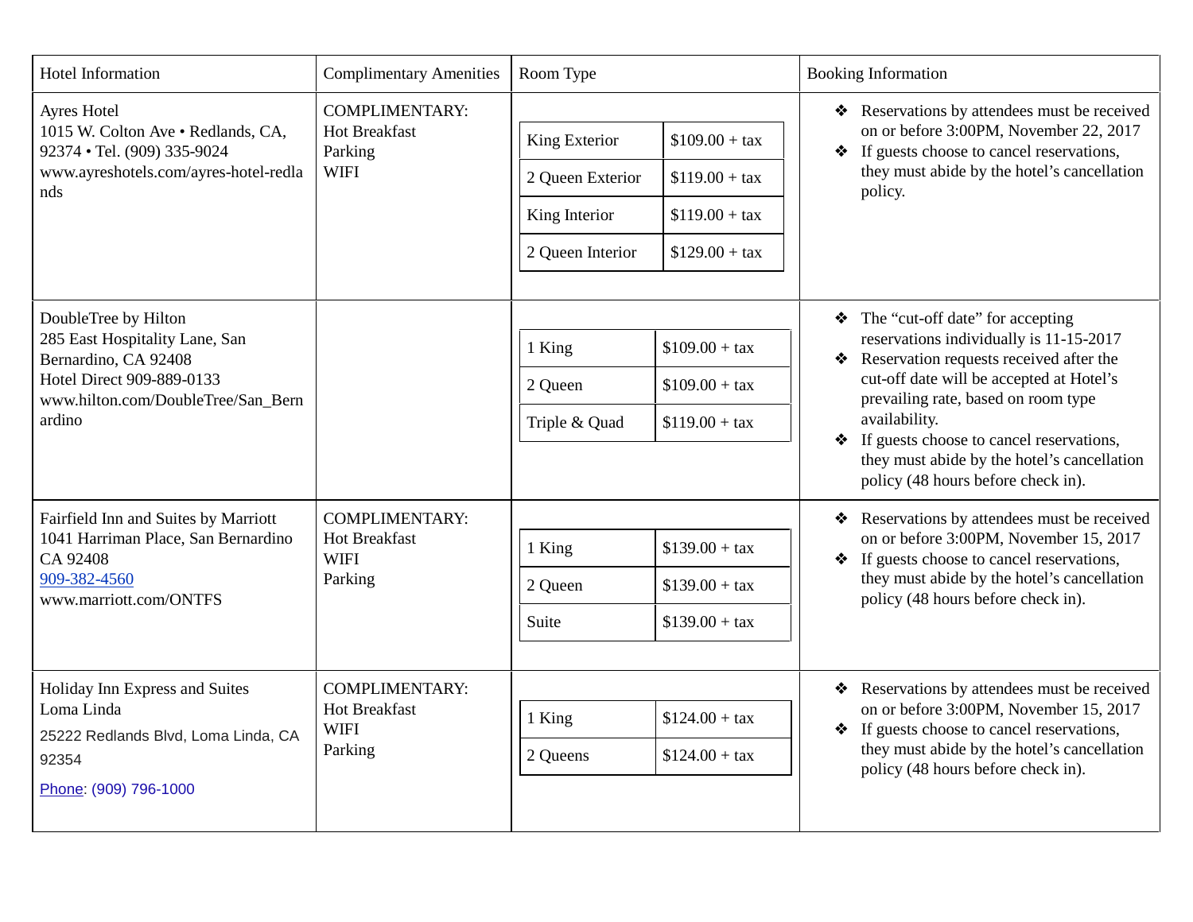| Hotel Information | Complimentary Amenities | Room Type | Booking Information |
|---|---|---|---|
| Ayres Hotel<br>1015 W. Colton Ave • Redlands, CA, 92374 • Tel. (909) 335-9024<br>www.ayreshotels.com/ayres-hotel-redlands | COMPLIMENTARY:<br>Hot Breakfast<br>Parking<br>WIFI | King Exterior: $109.00 + tax<br>2 Queen Exterior: $119.00 + tax<br>King Interior: $119.00 + tax<br>2 Queen Interior: $129.00 + tax | ❖ Reservations by attendees must be received on or before 3:00PM, November 22, 2017<br>❖ If guests choose to cancel reservations, they must abide by the hotel's cancellation policy. |
| DoubleTree by Hilton<br>285 East Hospitality Lane, San Bernardino, CA 92408<br>Hotel Direct 909-889-0133<br>www.hilton.com/DoubleTree/San_Bernardino | | 1 King: $109.00 + tax<br>2 Queen: $109.00 + tax<br>Triple & Quad: $119.00 + tax | ❖ The "cut-off date" for accepting reservations individually is 11-15-2017<br>❖ Reservation requests received after the cut-off date will be accepted at Hotel's prevailing rate, based on room type availability.<br>❖ If guests choose to cancel reservations, they must abide by the hotel's cancellation policy (48 hours before check in). |
| Fairfield Inn and Suites by Marriott<br>1041 Harriman Place, San Bernardino CA 92408<br>909-382-4560<br>www.marriott.com/ONTFS | COMPLIMENTARY:<br>Hot Breakfast<br>WIFI<br>Parking | 1 King: $139.00 + tax<br>2 Queen: $139.00 + tax<br>Suite: $139.00 + tax | ❖ Reservations by attendees must be received on or before 3:00PM, November 15, 2017<br>❖ If guests choose to cancel reservations, they must abide by the hotel's cancellation policy (48 hours before check in). |
| Holiday Inn Express and Suites Loma Linda<br>25222 Redlands Blvd, Loma Linda, CA 92354<br>Phone: (909) 796-1000 | COMPLIMENTARY:<br>Hot Breakfast<br>WIFI<br>Parking | 1 King: $124.00 + tax<br>2 Queens: $124.00 + tax | ❖ Reservations by attendees must be received on or before 3:00PM, November 15, 2017<br>❖ If guests choose to cancel reservations, they must abide by the hotel's cancellation policy (48 hours before check in). |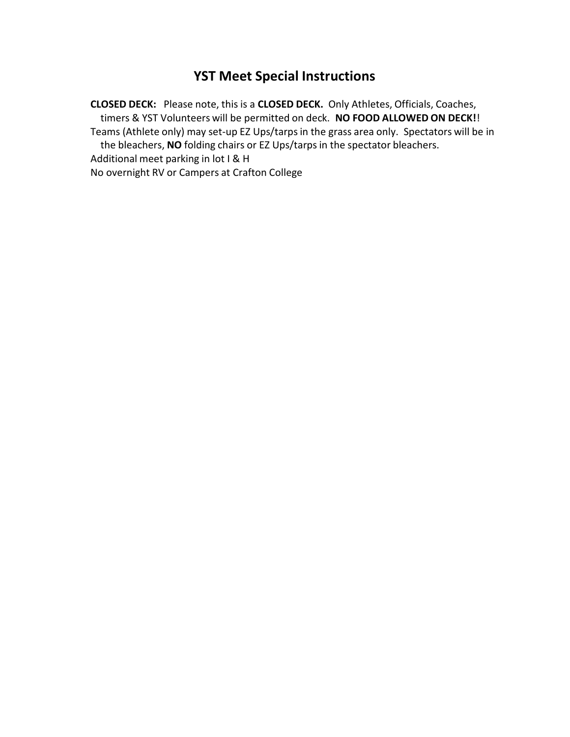# YST Meet Special Instructions

**CLOSED DECK:** Please note, this is a **CLOSED DECK.** Only Athletes, Officials, Coaches, timers & YST Volunteers will be permitted on deck. **NO FOOD ALLOWED ON DECK!**!

Teams (Athlete only) may set-up EZ Ups/tarps in the grass area only. Spectators will be in the bleachers, **NO** folding chairs or EZ Ups/tarps in the spectator bleachers.

Additional meet parking in lot I & H

No overnight RV or Campers at Crafton College